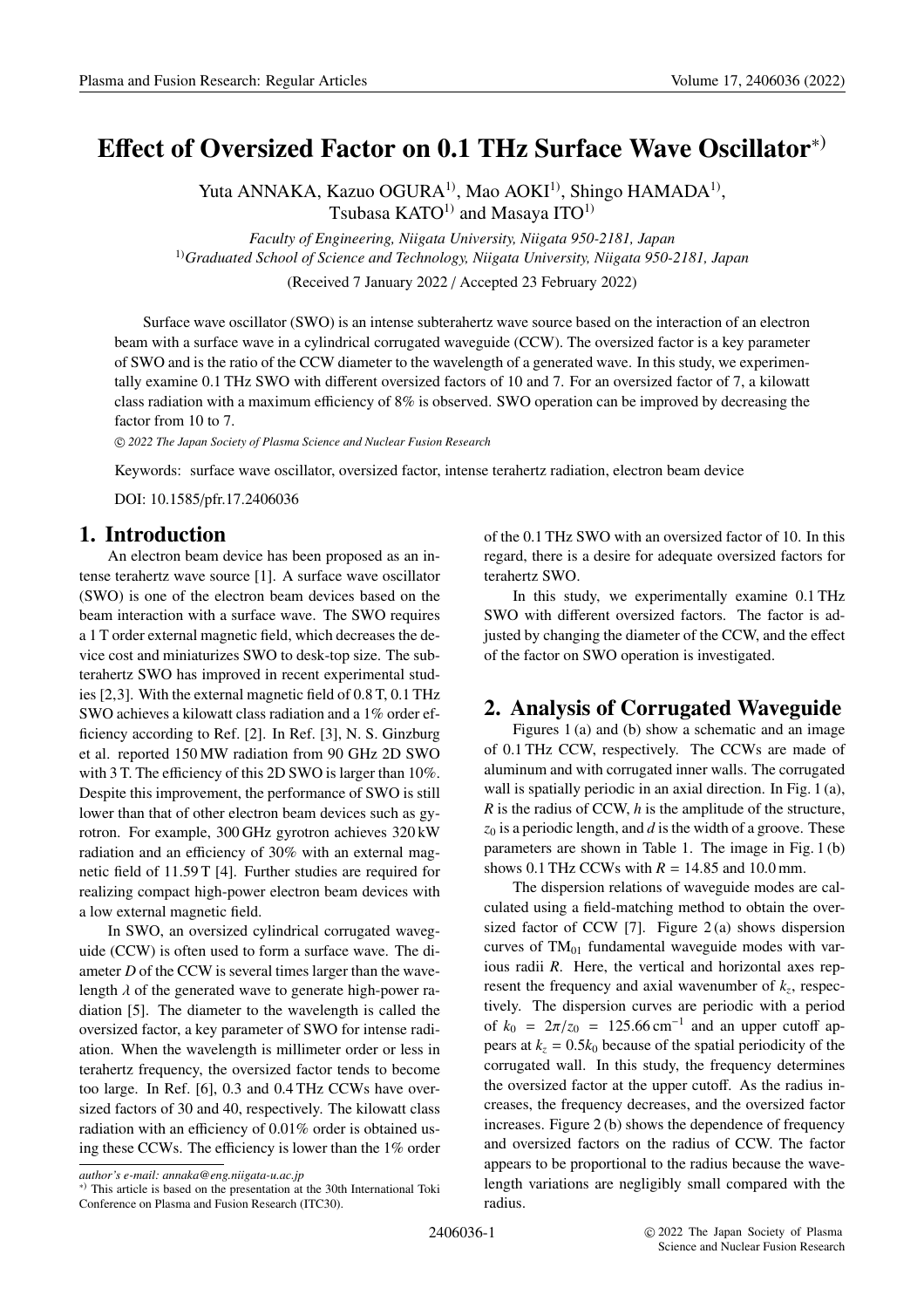# Effect of Oversized Factor on 0.1 THz Surface Wave Oscillator*)

Yuta ANNAKA, Kazuo OGURA[1], Mao AOKI[1], Shingo HAMADA[1], Tsubasa KATO[1] and Masaya ITO[1]

*Faculty of Engineering, Niigata University, Niigata 950-2181, Japan*
[1]*Graduated School of Science and Technology, Niigata University, Niigata 950-2181, Japan*

(Received 7 January 2022 / Accepted 23 February 2022)

Surface wave oscillator (SWO) is an intense subterahertz wave source based on the interaction of an electron beam with a surface wave in a cylindrical corrugated waveguide (CCW). The oversized factor is a key parameter of SWO and is the ratio of the CCW diameter to the wavelength of a generated wave. In this study, we experimentally examine 0.1 THz SWO with different oversized factors of 10 and 7. For an oversized factor of 7, a kilowatt class radiation with a maximum efficiency of 8% is observed. SWO operation can be improved by decreasing the factor from 10 to 7.

© *2022 The Japan Society of Plasma Science and Nuclear Fusion Research*

Keywords: surface wave oscillator, oversized factor, intense terahertz radiation, electron beam device

DOI: 10.1585/pfr.17.2406036

## 1. Introduction

An electron beam device has been proposed as an intense terahertz wave source [1]. A surface wave oscillator (SWO) is one of the electron beam devices based on the beam interaction with a surface wave. The SWO requires a 1 T order external magnetic field, which decreases the device cost and miniaturizes SWO to desk-top size. The subterahertz SWO has improved in recent experimental studies [2,3]. With the external magnetic field of 0.8 T, 0.1 THz SWO achieves a kilowatt class radiation and a 1% order efficiency according to Ref. [2]. In Ref. [3], N. S. Ginzburg et al. reported 150 MW radiation from 90 GHz 2D SWO with 3 T. The efficiency of this 2D SWO is larger than 10%. Despite this improvement, the performance of SWO is still lower than that of other electron beam devices such as gyrotron. For example, 300 GHz gyrotron achieves 320 kW radiation and an efficiency of 30% with an external magnetic field of 11.59 T [4]. Further studies are required for realizing compact high-power electron beam devices with a low external magnetic field.

In SWO, an oversized cylindrical corrugated waveguide (CCW) is often used to form a surface wave. The diameter $D$ of the CCW is several times larger than the wavelength $\lambda$ of the generated wave to generate high-power radiation [5]. The diameter to the wavelength is called the oversized factor, a key parameter of SWO for intense radiation. When the wavelength is millimeter order or less in terahertz frequency, the oversized factor tends to become too large. In Ref. [6], 0.3 and 0.4 THz CCWs have oversized factors of 30 and 40, respectively. The kilowatt class radiation with an efficiency of 0.01% order is obtained using these CCWs. The efficiency is lower than the 1% order of the 0.1 THz SWO with an oversized factor of 10. In this regard, there is a desire for adequate oversized factors for terahertz SWO.

In this study, we experimentally examine 0.1 THz SWO with different oversized factors. The factor is adjusted by changing the diameter of the CCW, and the effect of the factor on SWO operation is investigated.

## 2. Analysis of Corrugated Waveguide

Figures 1 (a) and (b) show a schematic and an image of 0.1 THz CCW, respectively. The CCWs are made of aluminum and with corrugated inner walls. The corrugated wall is spatially periodic in an axial direction. In Fig. 1 (a), $R$ is the radius of CCW, $h$ is the amplitude of the structure, $z_0$ is a periodic length, and $d$ is the width of a groove. These parameters are shown in Table 1. The image in Fig. 1 (b) shows 0.1 THz CCWs with $R$ = 14.85 and 10.0 mm.

The dispersion relations of waveguide modes are calculated using a field-matching method to obtain the oversized factor of CCW [7]. Figure 2 (a) shows dispersion curves of $TM_{01}$ fundamental waveguide modes with various radii $R$. Here, the vertical and horizontal axes represent the frequency and axial wavenumber of $k_z$, respectively. The dispersion curves are periodic with a period of $k_0 = 2\pi/z_0 = 125.66\,\text{cm}^{-1}$ and an upper cutoff appears at $k_z = 0.5k_0$ because of the spatial periodicity of the corrugated wall. In this study, the frequency determines the oversized factor at the upper cutoff. As the radius increases, the frequency decreases, and the oversized factor increases. Figure 2 (b) shows the dependence of frequency and oversized factors on the radius of CCW. The factor appears to be proportional to the radius because the wavelength variations are negligibly small compared with the radius.

---

*author's e-mail: annaka@eng.niigata-u.ac.jp*

*) This article is based on the presentation at the 30th International Toki Conference on Plasma and Fusion Research (ITC30).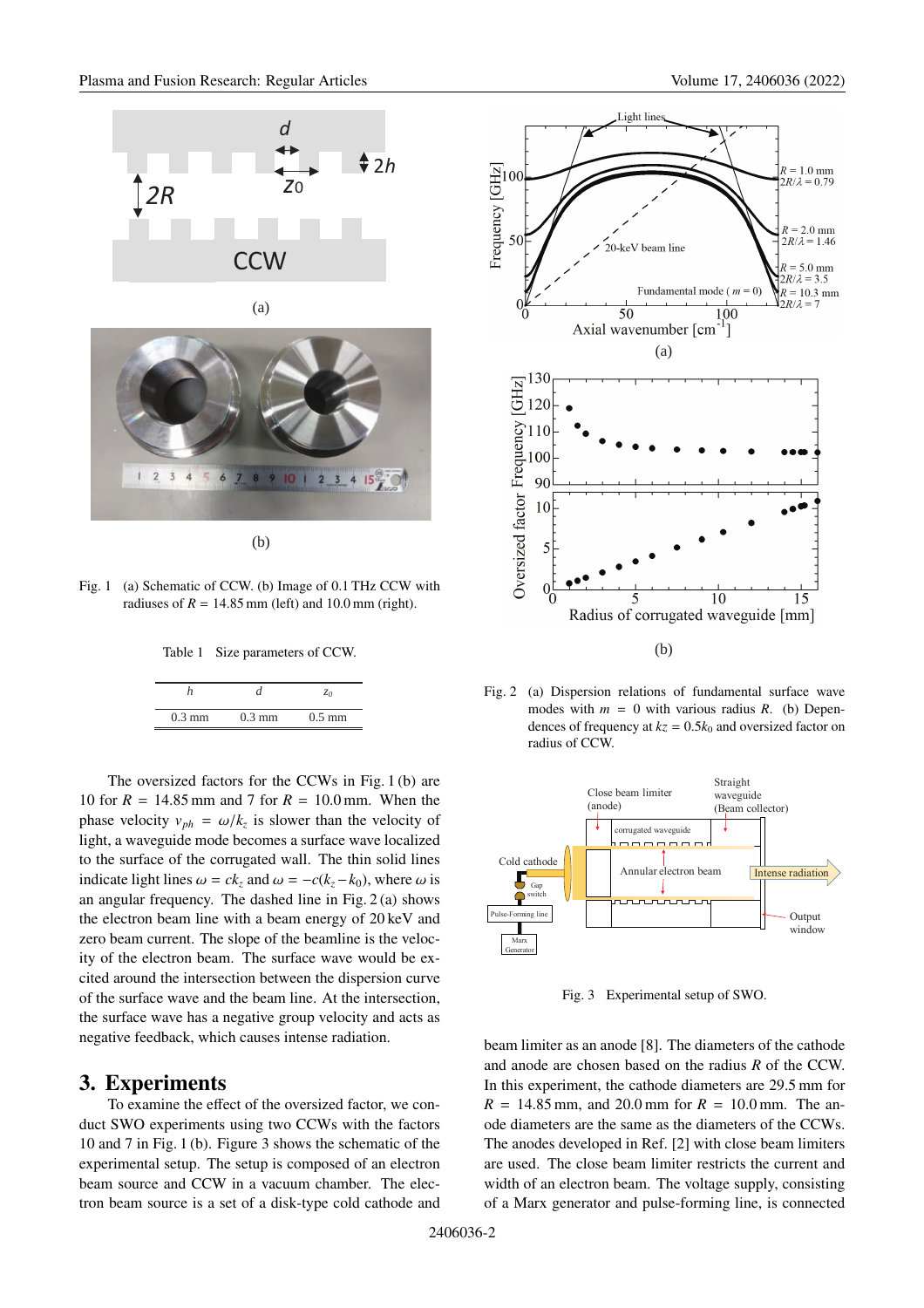Fig. 1 (a) Schematic of CCW. (b) Image of 0.1 THz CCW with radiuses of $R$ = 14.85 mm (left) and 10.0 mm (right).

Table 1 Size parameters of CCW.

| $h$ | $d$ | $z_0$ |
|---|---|---|
| 0.3 mm | 0.3 mm | 0.5 mm |

The oversized factors for the CCWs in Fig. 1 (b) are 10 for $R$ = 14.85 mm and 7 for $R$ = 10.0 mm. When the phase velocity $v_{ph} = \omega/k_z$ is slower than the velocity of light, a waveguide mode becomes a surface wave localized to the surface of the corrugated wall. The thin solid lines indicate light lines $\omega = ck_z$ and $\omega = -c(k_z - k_0)$, where $\omega$ is an angular frequency. The dashed line in Fig. 2 (a) shows the electron beam line with a beam energy of 20 keV and zero beam current. The slope of the beamline is the velocity of the electron beam. The surface wave would be excited around the intersection between the dispersion curve of the surface wave and the beam line. At the intersection, the surface wave has a negative group velocity and acts as negative feedback, which causes intense radiation.

## 3. Experiments

To examine the effect of the oversized factor, we conduct SWO experiments using two CCWs with the factors 10 and 7 in Fig. 1 (b). Figure 3 shows the schematic of the experimental setup. The setup is composed of an electron beam source and CCW in a vacuum chamber. The electron beam source is a set of a disk-type cold cathode and beam limiter as an anode [8]. The diameters of the cathode and anode are chosen based on the radius $R$ of the CCW. In this experiment, the cathode diameters are 29.5 mm for $R$ = 14.85 mm, and 20.0 mm for $R$ = 10.0 mm. The anode diameters are the same as the diameters of the CCWs. The anodes developed in Ref. [2] with close beam limiters are used. The close beam limiter restricts the current and width of an electron beam. The voltage supply, consisting of a Marx generator and pulse-forming line, is connected

Fig. 2 (a) Dispersion relations of fundamental surface wave modes with $m$ = 0 with various radius $R$. (b) Dependences of frequency at $kz = 0.5k_0$ and oversized factor on radius of CCW.

Fig. 3 Experimental setup of SWO.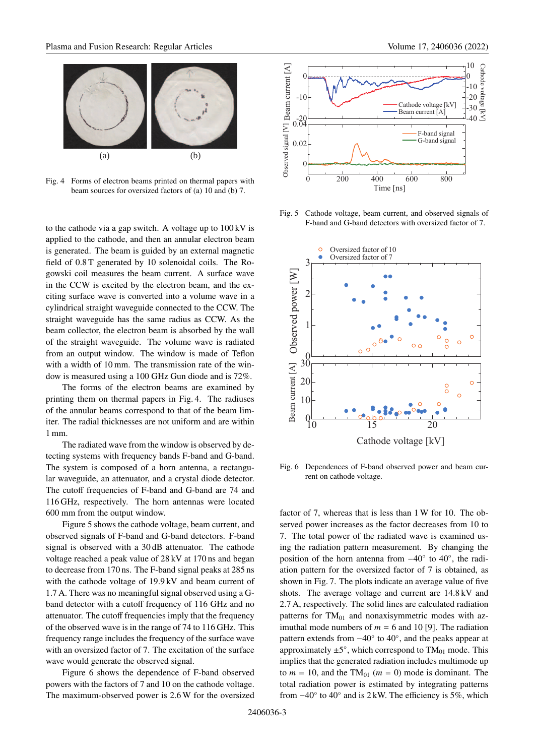Fig. 4 Forms of electron beams printed on thermal papers with beam sources for oversized factors of (a) 10 and (b) 7.

to the cathode via a gap switch. A voltage up to 100 kV is applied to the cathode, and then an annular electron beam is generated. The beam is guided by an external magnetic field of 0.8 T generated by 10 solenoidal coils. The Rogowski coil measures the beam current. A surface wave in the CCW is excited by the electron beam, and the exciting surface wave is converted into a volume wave in a cylindrical straight waveguide connected to the CCW. The straight waveguide has the same radius as CCW. As the beam collector, the electron beam is absorbed by the wall of the straight waveguide. The volume wave is radiated from an output window. The window is made of Teflon with a width of 10 mm. The transmission rate of the window is measured using a 100 GHz Gun diode and is 72%.

The forms of the electron beams are examined by printing them on thermal papers in Fig. 4. The radiuses of the annular beams correspond to that of the beam limiter. The radial thicknesses are not uniform and are within 1 mm.

The radiated wave from the window is observed by detecting systems with frequency bands F-band and G-band. The system is composed of a horn antenna, a rectangular waveguide, an attenuator, and a crystal diode detector. The cutoff frequencies of F-band and G-band are 74 and 116 GHz, respectively. The horn antennas were located 600 mm from the output window.

Figure 5 shows the cathode voltage, beam current, and observed signals of F-band and G-band detectors. F-band signal is observed with a 30 dB attenuator. The cathode voltage reached a peak value of 28 kV at 170 ns and began to decrease from 170 ns. The F-band signal peaks at 285 ns with the cathode voltage of 19.9 kV and beam current of 1.7 A. There was no meaningful signal observed using a G-band detector with a cutoff frequency of 116 GHz and no attenuator. The cutoff frequencies imply that the frequency of the observed wave is in the range of 74 to 116 GHz. This frequency range includes the frequency of the surface wave with an oversized factor of 7. The excitation of the surface wave would generate the observed signal.

Figure 6 shows the dependence of F-band observed powers with the factors of 7 and 10 on the cathode voltage. The maximum-observed power is 2.6 W for the oversized factor of 7, whereas that is less than 1 W for 10. The observed power increases as the factor decreases from 10 to 7. The total power of the radiated wave is examined using the radiation pattern measurement. By changing the position of the horn antenna from −40° to 40°, the radiation pattern for the oversized factor of 7 is obtained, as shown in Fig. 7. The plots indicate an average value of five shots. The average voltage and current are 14.8 kV and 2.7 A, respectively. The solid lines are calculated radiation patterns for $TM_{01}$ and nonaxisymmetric modes with azimuthal mode numbers of $m = 6$ and 10 [9]. The radiation pattern extends from −40° to 40°, and the peaks appear at approximately ±5°, which correspond to $TM_{01}$ mode. This implies that the generated radiation includes multimode up to $m = 10$, and the $TM_{01}$ ($m = 0$) mode is dominant. The total radiation power is estimated by integrating patterns from −40° to 40° and is 2 kW. The efficiency is 5%, which

Fig. 5 Cathode voltage, beam current, and observed signals of F-band and G-band detectors with oversized factor of 7.

Fig. 6 Dependences of F-band observed power and beam current on cathode voltage.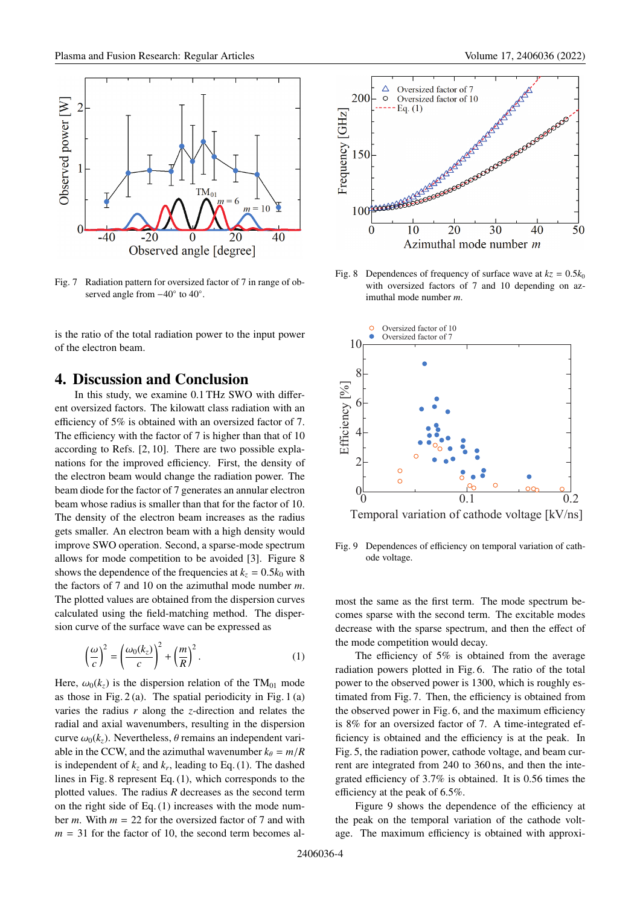Fig. 7 Radiation pattern for oversized factor of 7 in range of observed angle from −40° to 40°.

is the ratio of the total radiation power to the input power of the electron beam.

## 4. Discussion and Conclusion

In this study, we examine 0.1 THz SWO with different oversized factors. The kilowatt class radiation with an efficiency of 5% is obtained with an oversized factor of 7. The efficiency with the factor of 7 is higher than that of 10 according to Refs. [2, 10]. There are two possible explanations for the improved efficiency. First, the density of the electron beam would change the radiation power. The beam diode for the factor of 7 generates an annular electron beam whose radius is smaller than that for the factor of 10. The density of the electron beam increases as the radius gets smaller. An electron beam with a high density would improve SWO operation. Second, a sparse-mode spectrum allows for mode competition to be avoided [3]. Figure 8 shows the dependence of the frequencies at $k_z = 0.5k_0$ with the factors of 7 and 10 on the azimuthal mode number $m$. The plotted values are obtained from the dispersion curves calculated using the field-matching method. The dispersion curve of the surface wave can be expressed as

$$\left(\frac{\omega}{c}\right)^2 = \left(\frac{\omega_0(k_z)}{c}\right)^2 + \left(\frac{m}{R}\right)^2. \quad (1)$$

Here, $\omega_0(k_z)$ is the dispersion relation of the $TM_{01}$ mode as those in Fig. 2 (a). The spatial periodicity in Fig. 1 (a) varies the radius $r$ along the $z$-direction and relates the radial and axial wavenumbers, resulting in the dispersion curve $\omega_0(k_z)$. Nevertheless, $\theta$ remains an independent variable in the CCW, and the azimuthal wavenumber $k_\theta = m/R$ is independent of $k_z$ and $k_r$, leading to Eq. (1). The dashed lines in Fig. 8 represent Eq. (1), which corresponds to the plotted values. The radius $R$ decreases as the second term on the right side of Eq. (1) increases with the mode number $m$. With $m = 22$ for the oversized factor of 7 and with $m = 31$ for the factor of 10, the second term becomes almost the same as the first term. The mode spectrum becomes sparse with the second term. The excitable modes decrease with the sparse spectrum, and then the effect of the mode competition would decay.

Fig. 8 Dependences of frequency of surface wave at $kz = 0.5k_0$ with oversized factors of 7 and 10 depending on azimuthal mode number $m$.

Fig. 9 Dependences of efficiency on temporal variation of cathode voltage.

The efficiency of 5% is obtained from the average radiation powers plotted in Fig. 6. The ratio of the total power to the observed power is 1300, which is roughly estimated from Fig. 7. Then, the efficiency is obtained from the observed power in Fig. 6, and the maximum efficiency is 8% for an oversized factor of 7. A time-integrated efficiency is obtained and the efficiency is at the peak. In Fig. 5, the radiation power, cathode voltage, and beam current are integrated from 240 to 360 ns, and then the integrated efficiency of 3.7% is obtained. It is 0.56 times the efficiency at the peak of 6.5%.

Figure 9 shows the dependence of the efficiency at the peak on the temporal variation of the cathode voltage. The maximum efficiency is obtained with approxi-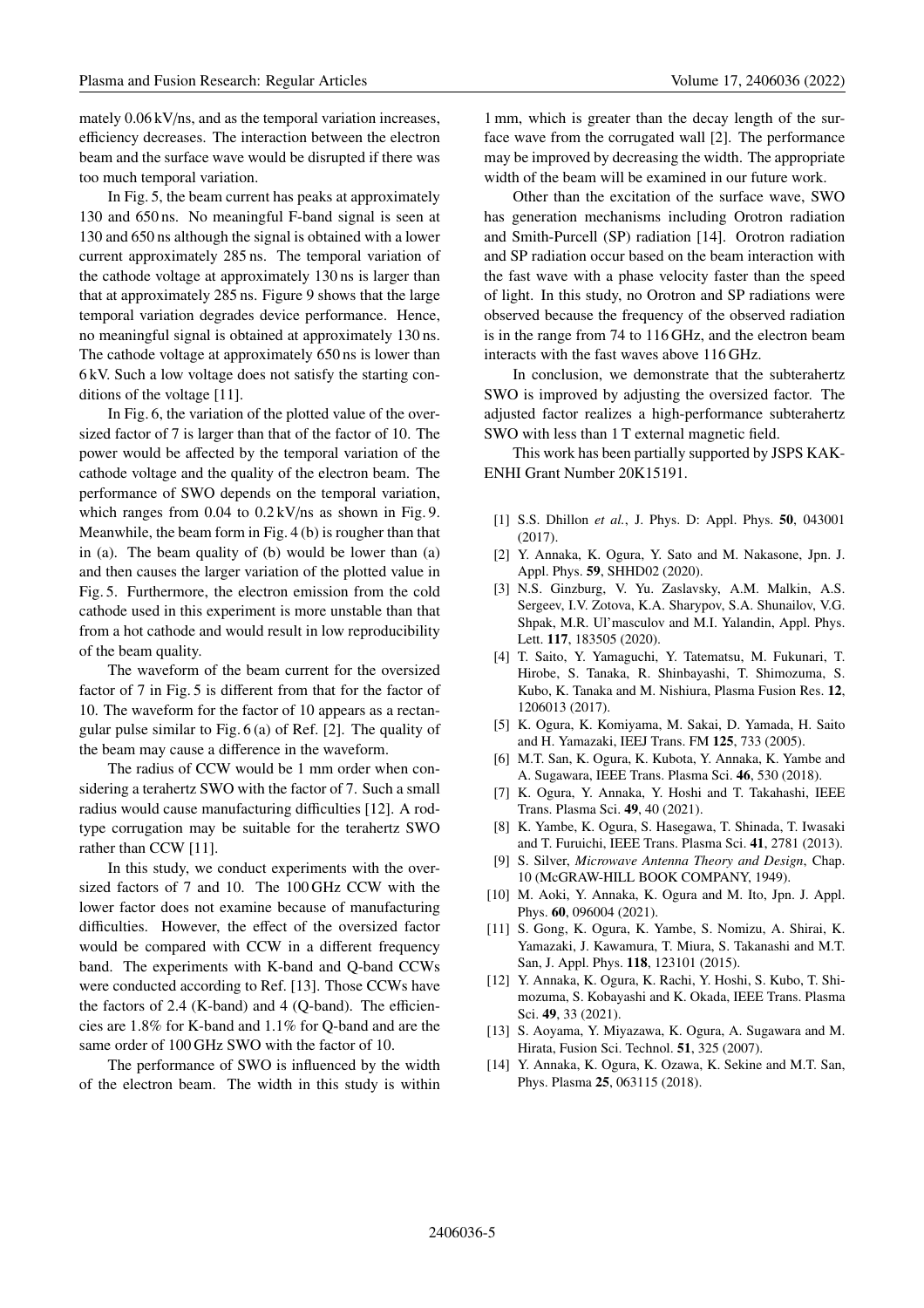mately 0.06 kV/ns, and as the temporal variation increases, efficiency decreases. The interaction between the electron beam and the surface wave would be disrupted if there was too much temporal variation.

In Fig. 5, the beam current has peaks at approximately 130 and 650 ns. No meaningful F-band signal is seen at 130 and 650 ns although the signal is obtained with a lower current approximately 285 ns. The temporal variation of the cathode voltage at approximately 130 ns is larger than that at approximately 285 ns. Figure 9 shows that the large temporal variation degrades device performance. Hence, no meaningful signal is obtained at approximately 130 ns. The cathode voltage at approximately 650 ns is lower than 6 kV. Such a low voltage does not satisfy the starting conditions of the voltage [11].

In Fig. 6, the variation of the plotted value of the oversized factor of 7 is larger than that of the factor of 10. The power would be affected by the temporal variation of the cathode voltage and the quality of the electron beam. The performance of SWO depends on the temporal variation, which ranges from 0.04 to 0.2 kV/ns as shown in Fig. 9. Meanwhile, the beam form in Fig. 4 (b) is rougher than that in (a). The beam quality of (b) would be lower than (a) and then causes the larger variation of the plotted value in Fig. 5. Furthermore, the electron emission from the cold cathode used in this experiment is more unstable than that from a hot cathode and would result in low reproducibility of the beam quality.

The waveform of the beam current for the oversized factor of 7 in Fig. 5 is different from that for the factor of 10. The waveform for the factor of 10 appears as a rectangular pulse similar to Fig. 6 (a) of Ref. [2]. The quality of the beam may cause a difference in the waveform.

The radius of CCW would be 1 mm order when considering a terahertz SWO with the factor of 7. Such a small radius would cause manufacturing difficulties [12]. A rod-type corrugation may be suitable for the terahertz SWO rather than CCW [11].

In this study, we conduct experiments with the oversized factors of 7 and 10. The 100 GHz CCW with the lower factor does not examine because of manufacturing difficulties. However, the effect of the oversized factor would be compared with CCW in a different frequency band. The experiments with K-band and Q-band CCWs were conducted according to Ref. [13]. Those CCWs have the factors of 2.4 (K-band) and 4 (Q-band). The efficiencies are 1.8% for K-band and 1.1% for Q-band and are the same order of 100 GHz SWO with the factor of 10.

The performance of SWO is influenced by the width of the electron beam. The width in this study is within 1 mm, which is greater than the decay length of the surface wave from the corrugated wall [2]. The performance may be improved by decreasing the width. The appropriate width of the beam will be examined in our future work.

Other than the excitation of the surface wave, SWO has generation mechanisms including Orotron radiation and Smith-Purcell (SP) radiation [14]. Orotron radiation and SP radiation occur based on the beam interaction with the fast wave with a phase velocity faster than the speed of light. In this study, no Orotron and SP radiations were observed because the frequency of the observed radiation is in the range from 74 to 116 GHz, and the electron beam interacts with the fast waves above 116 GHz.

In conclusion, we demonstrate that the subterahertz SWO is improved by adjusting the oversized factor. The adjusted factor realizes a high-performance subterahertz SWO with less than 1 T external magnetic field.

This work has been partially supported by JSPS KAKENHI Grant Number 20K15191.

[1] S.S. Dhillon *et al.*, J. Phys. D: Appl. Phys. **50**, 043001 (2017).

[2] Y. Annaka, K. Ogura, Y. Sato and M. Nakasone, Jpn. J. Appl. Phys. **59**, SHHD02 (2020).

[3] N.S. Ginzburg, V. Yu. Zaslavsky, A.M. Malkin, A.S. Sergeev, I.V. Zotova, K.A. Sharypov, S.A. Shunailov, V.G. Shpak, M.R. Ul'masculov and M.I. Yalandin, Appl. Phys. Lett. **117**, 183505 (2020).

[4] T. Saito, Y. Yamaguchi, Y. Tatematsu, M. Fukunari, T. Hirobe, S. Tanaka, R. Shinbayashi, T. Shimozuma, S. Kubo, K. Tanaka and M. Nishiura, Plasma Fusion Res. **12**, 1206013 (2017).

[5] K. Ogura, K. Komiyama, M. Sakai, D. Yamada, H. Saito and H. Yamazaki, IEEJ Trans. FM **125**, 733 (2005).

[6] M.T. San, K. Ogura, K. Kubota, Y. Annaka, K. Yambe and A. Sugawara, IEEE Trans. Plasma Sci. **46**, 530 (2018).

[7] K. Ogura, Y. Annaka, Y. Hoshi and T. Takahashi, IEEE Trans. Plasma Sci. **49**, 40 (2021).

[8] K. Yambe, K. Ogura, S. Hasegawa, T. Shinada, T. Iwasaki and T. Furuichi, IEEE Trans. Plasma Sci. **41**, 2781 (2013).

[9] S. Silver, *Microwave Antenna Theory and Design*, Chap. 10 (McGRAW-HILL BOOK COMPANY, 1949).

[10] M. Aoki, Y. Annaka, K. Ogura and M. Ito, Jpn. J. Appl. Phys. **60**, 096004 (2021).

[11] S. Gong, K. Ogura, K. Yambe, S. Nomizu, A. Shirai, K. Yamazaki, J. Kawamura, T. Miura, S. Takanashi and M.T. San, J. Appl. Phys. **118**, 123101 (2015).

[12] Y. Annaka, K. Ogura, K. Rachi, Y. Hoshi, S. Kubo, T. Shimozuma, S. Kobayashi and K. Okada, IEEE Trans. Plasma Sci. **49**, 33 (2021).

[13] S. Aoyama, Y. Miyazawa, K. Ogura, A. Sugawara and M. Hirata, Fusion Sci. Technol. **51**, 325 (2007).

[14] Y. Annaka, K. Ogura, K. Ozawa, K. Sekine and M.T. San, Phys. Plasma **25**, 063115 (2018).